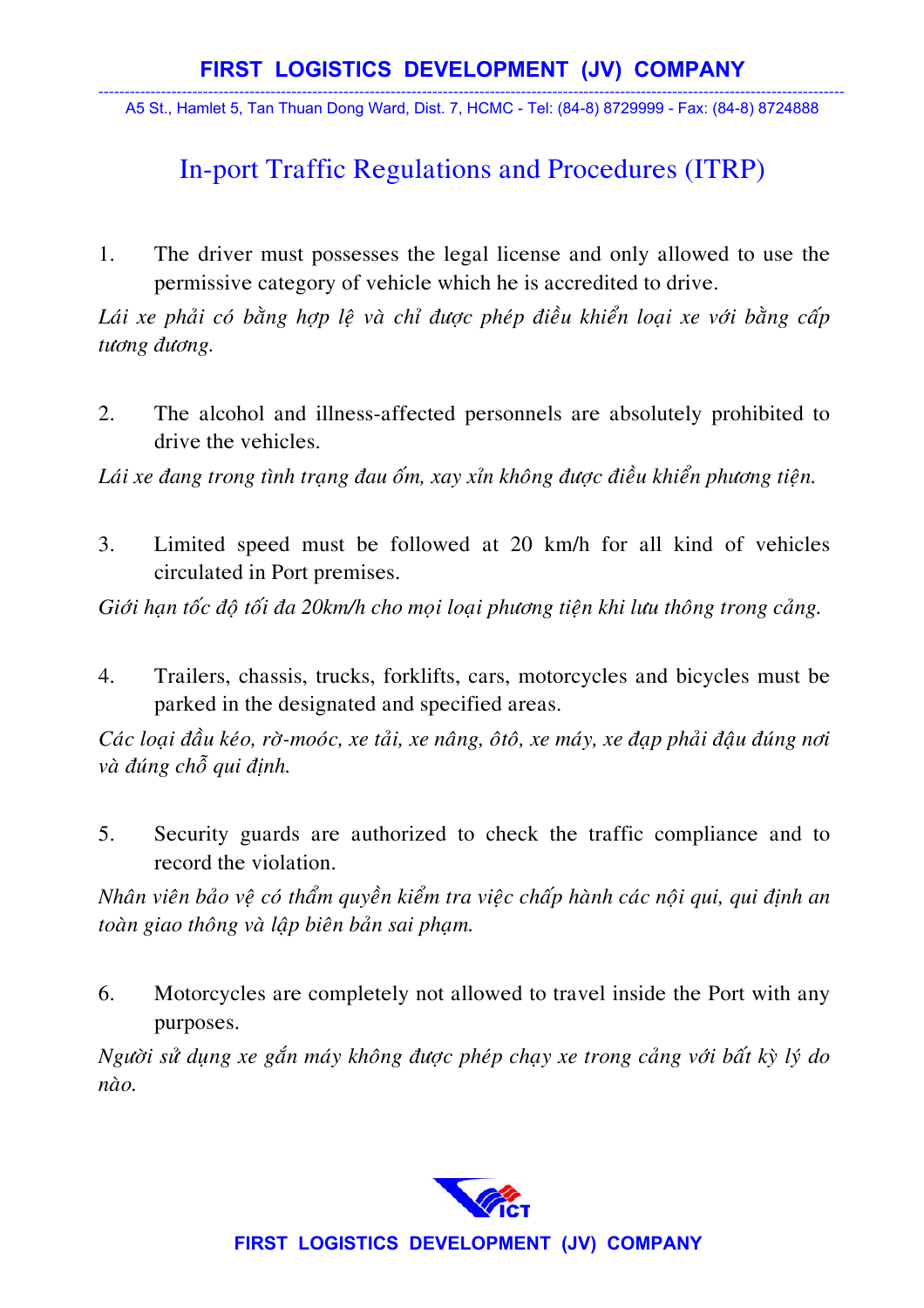# FIRST LOGISTICS DEVELOPMENT (JV) COMPANY

A5 St., Hamlet 5, Tan Thuan Dong Ward, Dist. 7, HCMC - Tel: (84-8) 8729999 - Fax: (84-8) 8724888

## In-port Traffic Regulations and Procedures (ITRP)

1. The driver must possesses the legal license and only allowed to use the permissive category of vehicle which he is accredited to drive.

*Lái xe phải có bằng hợp lệ và chỉ được phép điều khiển loại xe với bằng cấp tương đương.*

2. The alcohol and illness-affected personnels are absolutely prohibited to drive the vehicles.

*Lái xe đang trong tình trạng đau ốm, xay xỉn không được điều khiển phương tiện.*

3. Limited speed must be followed at 20 km/h for all kind of vehicles circulated in Port premises.

*Giới hạn tốc độ tối đa 20km/h cho mọi loại phương tiện khi lưu thông trong cảng.*

4. Trailers, chassis, trucks, forklifts, cars, motorcycles and bicycles must be parked in the designated and specified areas.

*Các loại đầu kéo, rờ-moóc, xe tải, xe nâng, ôtô, xe máy, xe đạp phải đậu đúng nơi và đúng chỗ qui định.*

5. Security guards are authorized to check the traffic compliance and to record the violation.

*Nhân viên bảo vệ có thẩm quyền kiểm tra việc chấp hành các nội qui, qui định an toàn giao thông và lập biên bản sai phạm.*

6. Motorcycles are completely not allowed to travel inside the Port with any purposes.

*Người sử dụng xe gắn máy không được phép chạy xe trong cảng với bất kỳ lý do nào.*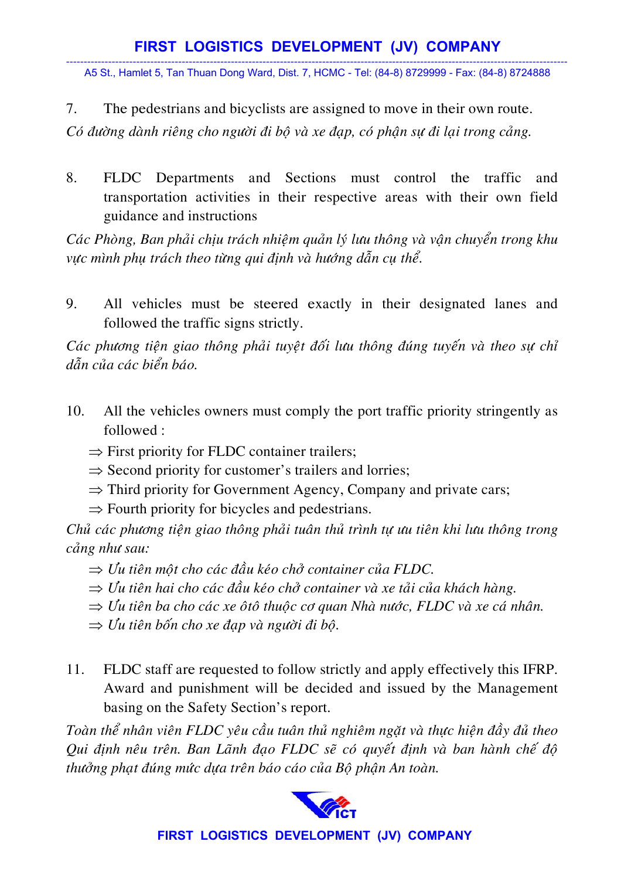7. The pedestrians and bicyclists are assigned to move in their own route.

*Có đường dành riêng cho người đi bộ và xe đạp, có phận sự đi lại trong cảng.*

8. FLDC Departments and Sections must control the traffic and transportation activities in their respective areas with their own field guidance and instructions

*Các Phòng, Ban phải chịu trách nhiệm quản lý lưu thông và vận chuyển trong khu vực mình phụ trách theo từng qui định và hướng dẫn cụ thể.*

9. All vehicles must be steered exactly in their designated lanes and followed the traffic signs strictly.

*Các phương tiện giao thông phải tuyệt đối lưu thông đúng tuyến và theo sự chỉ dẫn của các biển báo.*

10. All the vehicles owners must comply the port traffic priority stringently as followed :

⇒ First priority for FLDC container trailers;
⇒ Second priority for customer's trailers and lorries;
⇒ Third priority for Government Agency, Company and private cars;
⇒ Fourth priority for bicycles and pedestrians.

*Chủ các phương tiện giao thông phải tuân thủ trình tự ưu tiên khi lưu thông trong cảng như sau:*

*⇒ Ưu tiên một cho các đầu kéo chở container của FLDC.*
*⇒ Ưu tiên hai cho các đầu kéo chở container và xe tải của khách hàng.*
*⇒ Ưu tiên ba cho các xe ôtô thuộc cơ quan Nhà nước, FLDC và xe cá nhân.*
*⇒ Ưu tiên bốn cho xe đạp và người đi bộ.*

11. FLDC staff are requested to follow strictly and apply effectively this IFRP. Award and punishment will be decided and issued by the Management basing on the Safety Section's report.

*Toàn thể nhân viên FLDC yêu cầu tuân thủ nghiêm ngặt và thực hiện đầy đủ theo Qui định nêu trên. Ban Lãnh đạo FLDC sẽ có quyết định và ban hành chế độ thưởng phạt đúng mức dựa trên báo cáo của Bộ phận An toàn.*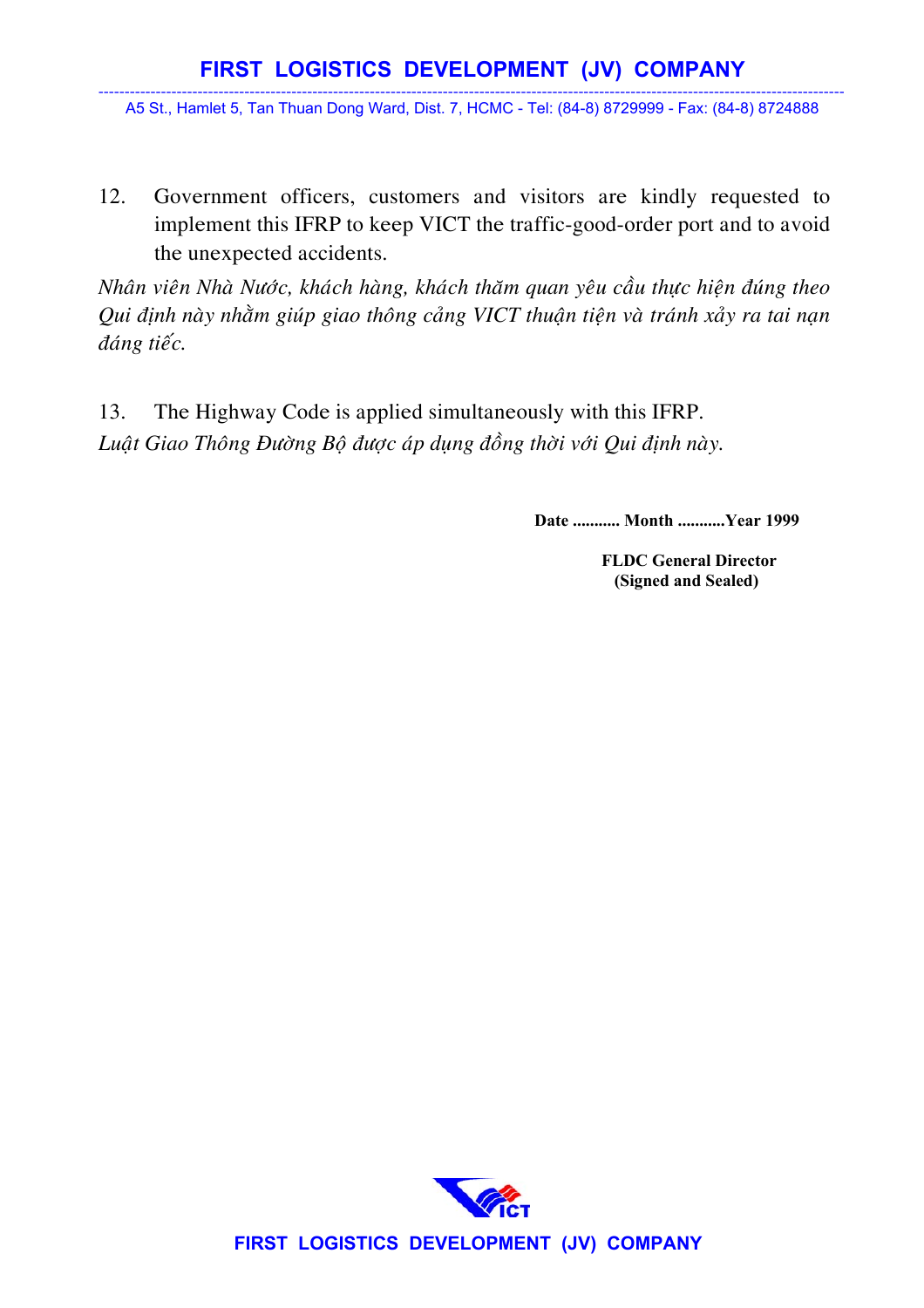12. Government officers, customers and visitors are kindly requested to implement this IFRP to keep VICT the traffic-good-order port and to avoid the unexpected accidents.

*Nhân viên Nhà Nước, khách hàng, khách thăm quan yêu cầu thực hiện đúng theo Qui định này nhằm giúp giao thông cảng VICT thuận tiện và tránh xảy ra tai nạn đáng tiếc.*

13. The Highway Code is applied simultaneously with this IFRP.

*Luật Giao Thông Đường Bộ được áp dụng đồng thời với Qui định này.*

**Date ........... Month ...........Year 1999**

**FLDC General Director**
**(Signed and Sealed)**